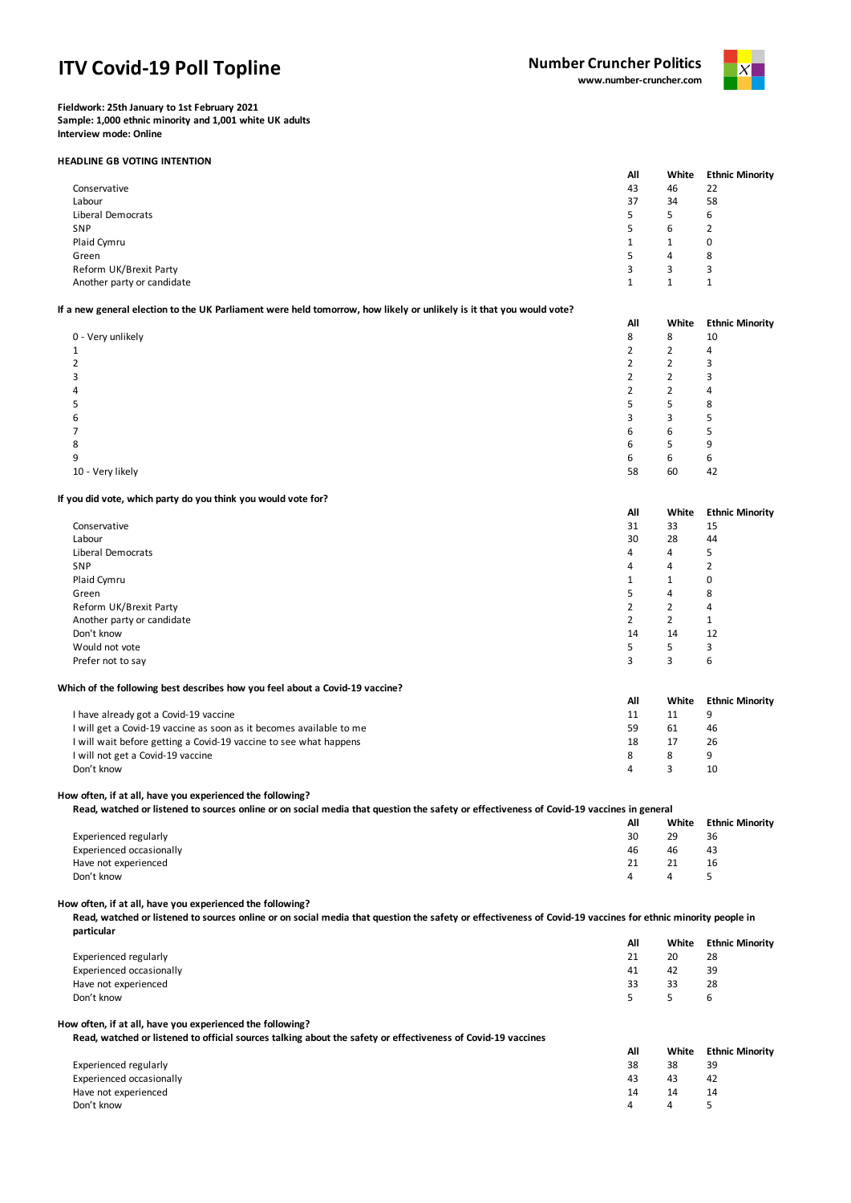# ITV Covid-19 Poll Topline

**Number Cruncher Politics**
**www.number-cruncher.com**

**Fieldwork: 25th January to 1st February 2021**
**Sample: 1,000 ethnic minority and 1,001 white UK adults**
**Interview mode: Online**

### HEADLINE GB VOTING INTENTION

| | All | White | Ethnic Minority |
|---|---|---|---|
| Conservative | 43 | 46 | 22 |
| Labour | 37 | 34 | 58 |
| Liberal Democrats | 5 | 5 | 6 |
| SNP | 5 | 6 | 2 |
| Plaid Cymru | 1 | 1 | 0 |
| Green | 5 | 4 | 8 |
| Reform UK/Brexit Party | 3 | 3 | 3 |
| Another party or candidate | 1 | 1 | 1 |

**If a new general election to the UK Parliament were held tomorrow, how likely or unlikely is it that you would vote?**

| | All | White | Ethnic Minority |
|---|---|---|---|
| 0 - Very unlikely | 8 | 8 | 10 |
| 1 | 2 | 2 | 4 |
| 2 | 2 | 2 | 3 |
| 3 | 2 | 2 | 3 |
| 4 | 2 | 2 | 4 |
| 5 | 5 | 5 | 8 |
| 6 | 3 | 3 | 5 |
| 7 | 6 | 6 | 5 |
| 8 | 6 | 5 | 9 |
| 9 | 6 | 6 | 6 |
| 10 - Very likely | 58 | 60 | 42 |

**If you did vote, which party do you think you would vote for?**

| | All | White | Ethnic Minority |
|---|---|---|---|
| Conservative | 31 | 33 | 15 |
| Labour | 30 | 28 | 44 |
| Liberal Democrats | 4 | 4 | 5 |
| SNP | 4 | 4 | 2 |
| Plaid Cymru | 1 | 1 | 0 |
| Green | 5 | 4 | 8 |
| Reform UK/Brexit Party | 2 | 2 | 4 |
| Another party or candidate | 2 | 2 | 1 |
| Don't know | 14 | 14 | 12 |
| Would not vote | 5 | 5 | 3 |
| Prefer not to say | 3 | 3 | 6 |

**Which of the following best describes how you feel about a Covid-19 vaccine?**

| | All | White | Ethnic Minority |
|---|---|---|---|
| I have already got a Covid-19 vaccine | 11 | 11 | 9 |
| I will get a Covid-19 vaccine as soon as it becomes available to me | 59 | 61 | 46 |
| I will wait before getting a Covid-19 vaccine to see what happens | 18 | 17 | 26 |
| I will not get a Covid-19 vaccine | 8 | 8 | 9 |
| Don't know | 4 | 3 | 10 |

**How often, if at all, have you experienced the following?**
**Read, watched or listened to sources online or on social media that question the safety or effectiveness of Covid-19 vaccines in general**

| | All | White | Ethnic Minority |
|---|---|---|---|
| Experienced regularly | 30 | 29 | 36 |
| Experienced occasionally | 46 | 46 | 43 |
| Have not experienced | 21 | 21 | 16 |
| Don't know | 4 | 4 | 5 |

**How often, if at all, have you experienced the following?**
**Read, watched or listened to sources online or on social media that question the safety or effectiveness of Covid-19 vaccines for ethnic minority people in particular**

| | All | White | Ethnic Minority |
|---|---|---|---|
| Experienced regularly | 21 | 20 | 28 |
| Experienced occasionally | 41 | 42 | 39 |
| Have not experienced | 33 | 33 | 28 |
| Don't know | 5 | 5 | 6 |

**How often, if at all, have you experienced the following?**
**Read, watched or listened to official sources talking about the safety or effectiveness of Covid-19 vaccines**

| | All | White | Ethnic Minority |
|---|---|---|---|
| Experienced regularly | 38 | 38 | 39 |
| Experienced occasionally | 43 | 43 | 42 |
| Have not experienced | 14 | 14 | 14 |
| Don't know | 4 | 4 | 5 |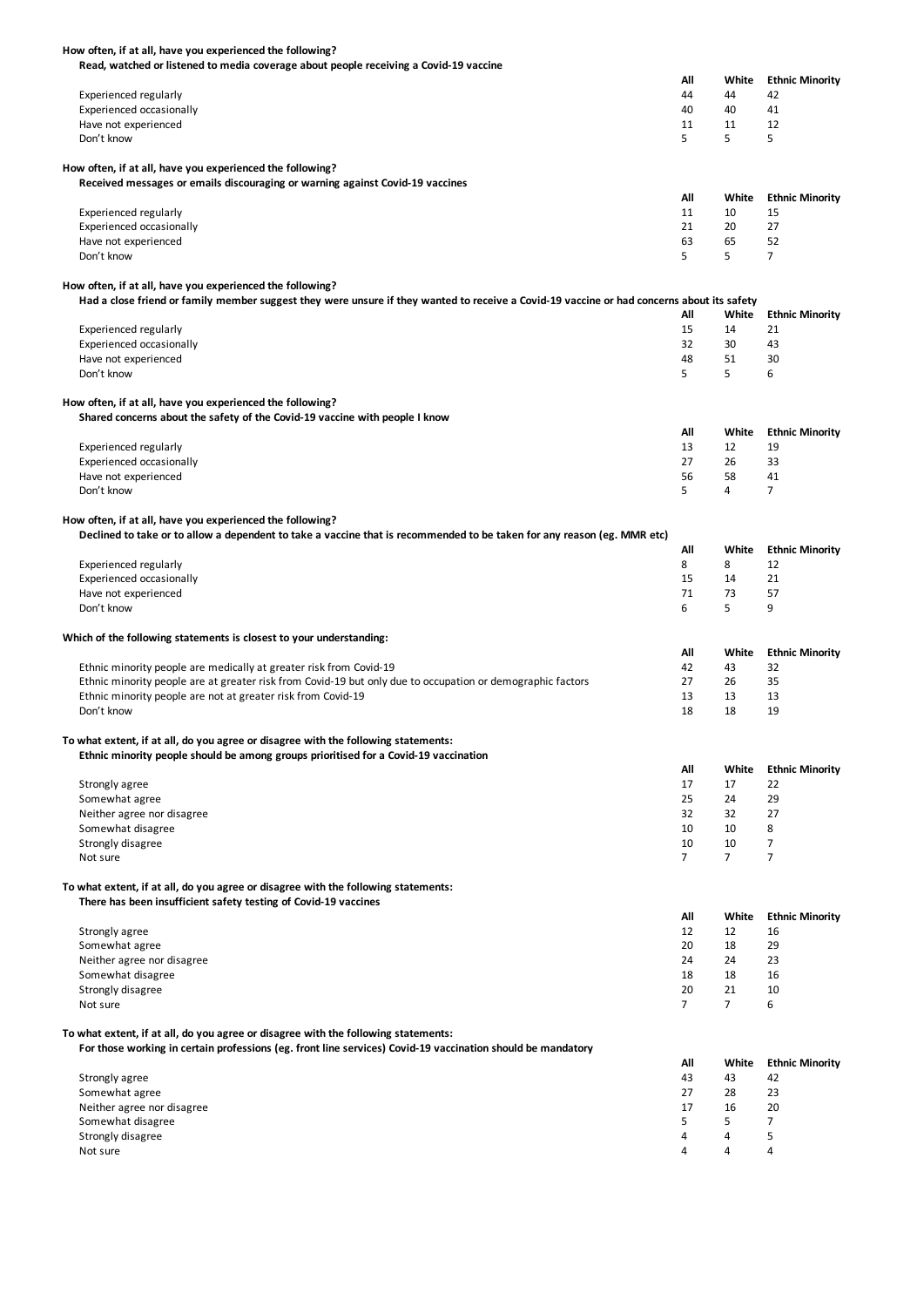**How often, if at all, have you experienced the following?**

**Read, watched or listened to media coverage about people receiving a Covid-19 vaccine**

| | All | White | Ethnic Minority |
|---|---|---|---|
| Experienced regularly | 44 | 44 | 42 |
| Experienced occasionally | 40 | 40 | 41 |
| Have not experienced | 11 | 11 | 12 |
| Don't know | 5 | 5 | 5 |

**How often, if at all, have you experienced the following?**

**Received messages or emails discouraging or warning against Covid-19 vaccines**

| | All | White | Ethnic Minority |
|---|---|---|---|
| Experienced regularly | 11 | 10 | 15 |
| Experienced occasionally | 21 | 20 | 27 |
| Have not experienced | 63 | 65 | 52 |
| Don't know | 5 | 5 | 7 |

**How often, if at all, have you experienced the following?**

**Had a close friend or family member suggest they were unsure if they wanted to receive a Covid-19 vaccine or had concerns about its safety**

| | All | White | Ethnic Minority |
|---|---|---|---|
| Experienced regularly | 15 | 14 | 21 |
| Experienced occasionally | 32 | 30 | 43 |
| Have not experienced | 48 | 51 | 30 |
| Don't know | 5 | 5 | 6 |

**How often, if at all, have you experienced the following?**

**Shared concerns about the safety of the Covid-19 vaccine with people I know**

| | All | White | Ethnic Minority |
|---|---|---|---|
| Experienced regularly | 13 | 12 | 19 |
| Experienced occasionally | 27 | 26 | 33 |
| Have not experienced | 56 | 58 | 41 |
| Don't know | 5 | 4 | 7 |

**How often, if at all, have you experienced the following?**

**Declined to take or to allow a dependent to take a vaccine that is recommended to be taken for any reason (eg. MMR etc)**

| | All | White | Ethnic Minority |
|---|---|---|---|
| Experienced regularly | 8 | 8 | 12 |
| Experienced occasionally | 15 | 14 | 21 |
| Have not experienced | 71 | 73 | 57 |
| Don't know | 6 | 5 | 9 |

**Which of the following statements is closest to your understanding:**

| | All | White | Ethnic Minority |
|---|---|---|---|
| Ethnic minority people are medically at greater risk from Covid-19 | 42 | 43 | 32 |
| Ethnic minority people are at greater risk from Covid-19 but only due to occupation or demographic factors | 27 | 26 | 35 |
| Ethnic minority people are not at greater risk from Covid-19 | 13 | 13 | 13 |
| Don't know | 18 | 18 | 19 |

**To what extent, if at all, do you agree or disagree with the following statements:**

**Ethnic minority people should be among groups prioritised for a Covid-19 vaccination**

| | All | White | Ethnic Minority |
|---|---|---|---|
| Strongly agree | 17 | 17 | 22 |
| Somewhat agree | 25 | 24 | 29 |
| Neither agree nor disagree | 32 | 32 | 27 |
| Somewhat disagree | 10 | 10 | 8 |
| Strongly disagree | 10 | 10 | 7 |
| Not sure | 7 | 7 | 7 |

**To what extent, if at all, do you agree or disagree with the following statements:**

**There has been insufficient safety testing of Covid-19 vaccines**

| | All | White | Ethnic Minority |
|---|---|---|---|
| Strongly agree | 12 | 12 | 16 |
| Somewhat agree | 20 | 18 | 29 |
| Neither agree nor disagree | 24 | 24 | 23 |
| Somewhat disagree | 18 | 18 | 16 |
| Strongly disagree | 20 | 21 | 10 |
| Not sure | 7 | 7 | 6 |

**To what extent, if at all, do you agree or disagree with the following statements:**

**For those working in certain professions (eg. front line services) Covid-19 vaccination should be mandatory**

| | All | White | Ethnic Minority |
|---|---|---|---|
| Strongly agree | 43 | 43 | 42 |
| Somewhat agree | 27 | 28 | 23 |
| Neither agree nor disagree | 17 | 16 | 20 |
| Somewhat disagree | 5 | 5 | 7 |
| Strongly disagree | 4 | 4 | 5 |
| Not sure | 4 | 4 | 4 |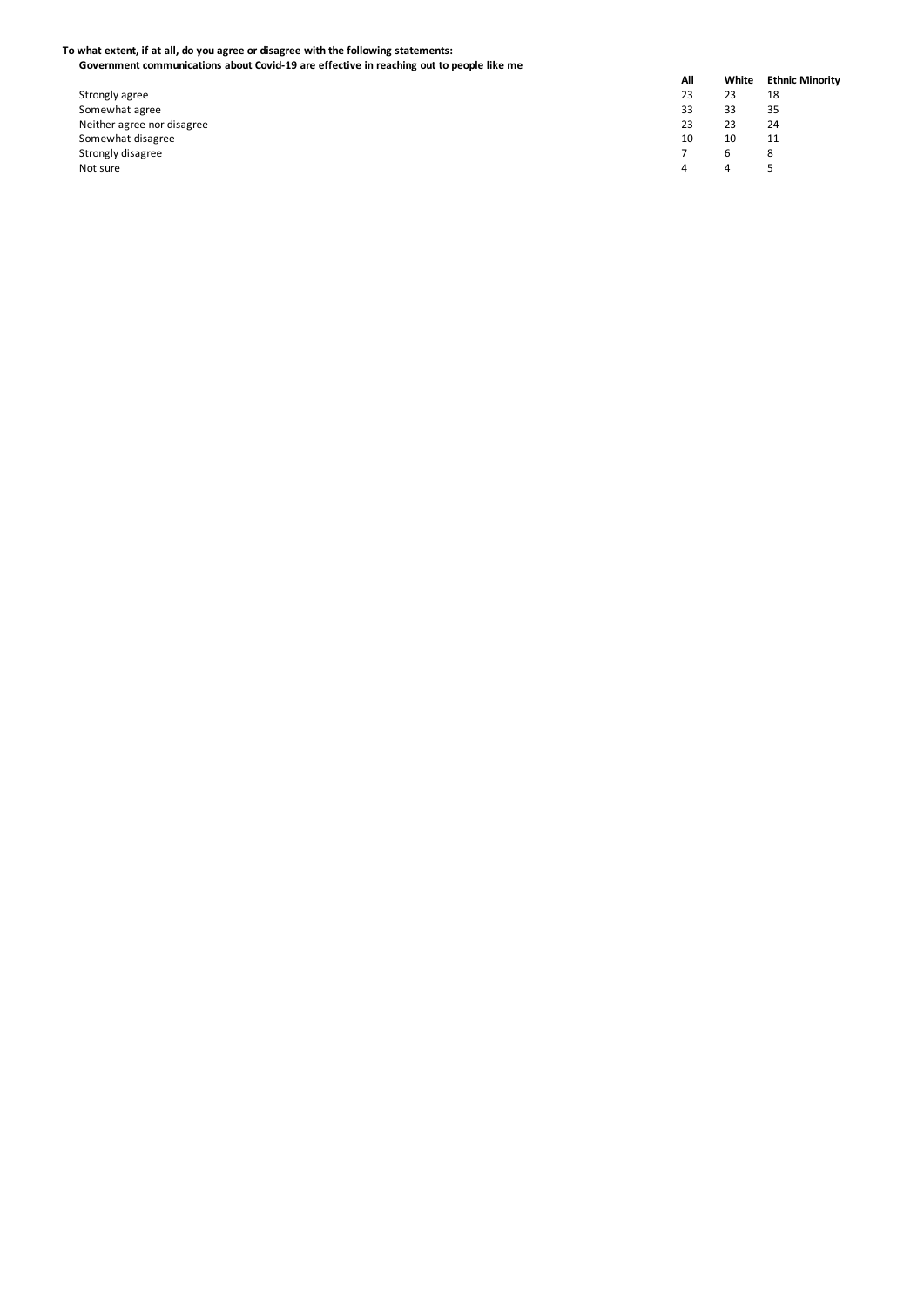**To what extent, if at all, do you agree or disagree with the following statements:**

**Government communications about Covid-19 are effective in reaching out to people like me**

| | All | White | Ethnic Minority |
|---|---|---|---|
| Strongly agree | 23 | 23 | 18 |
| Somewhat agree | 33 | 33 | 35 |
| Neither agree nor disagree | 23 | 23 | 24 |
| Somewhat disagree | 10 | 10 | 11 |
| Strongly disagree | 7 | 6 | 8 |
| Not sure | 4 | 4 | 5 |